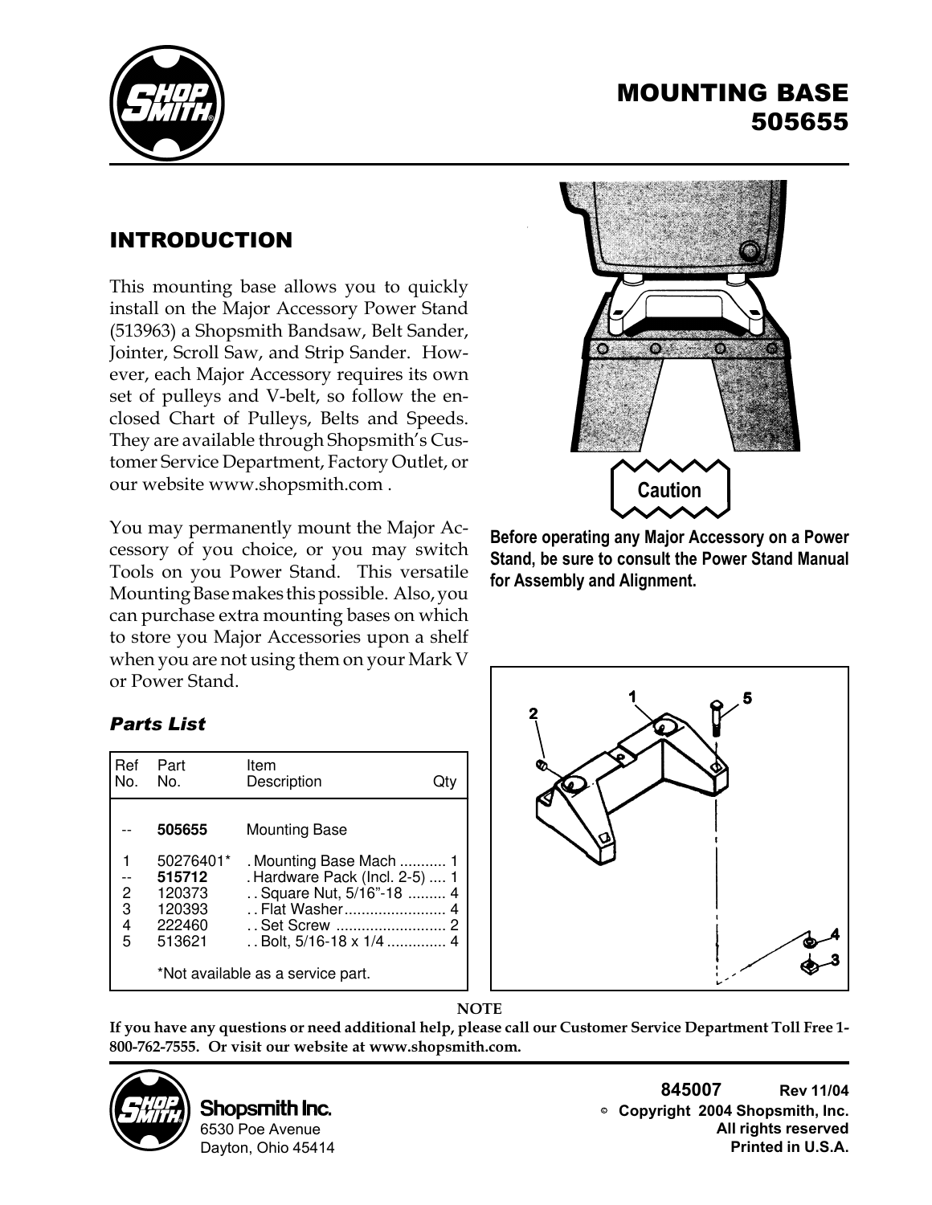# MOUNTING BASE 505655

## INTRODUCTION

This mounting base allows you to quickly install on the Major Accessory Power Stand (513963) a Shopsmith Bandsaw, Belt Sander, Jointer, Scroll Saw, and Strip Sander. However, each Major Accessory requires its own set of pulleys and V-belt, so follow the enclosed Chart of Pulleys, Belts and Speeds. They are available through Shopsmith's Customer Service Department, Factory Outlet, or our website www.shopsmith.com .

You may permanently mount the Major Accessory of you choice, or you may switch Tools on you Power Stand. This versatile Mounting Base makes this possible. Also, you can purchase extra mounting bases on which to store you Major Accessories upon a shelf when you are not using them on your Mark V or Power Stand.

**Caution**

**Before operating any Major Accessory on a Power Stand, be sure to consult the Power Stand Manual for Assembly and Alignment.**

### *Parts List*

| Ref No. | Part No. | Item Description | Qty |
|---|---|---|---|
| -- | **505655** | Mounting Base | |
| 1 | 50276401* | . Mounting Base Mach | 1 |
| -- | **515712** | . Hardware Pack (Incl. 2-5) | 1 |
| 2 | 120373 | . . Square Nut, 5/16"-18 | 4 |
| 3 | 120393 | . . Flat Washer | 4 |
| 4 | 222460 | . . Set Screw | 2 |
| 5 | 513621 | . . Bolt, 5/16-18 x 1/4 | 4 |

*Not available as a service part.

**NOTE**

**If you have any questions or need additional help, please call our Customer Service Department Toll Free 1-800-762-7555. Or visit our website at www.shopsmith.com.**

Shopsmith Inc.
6530 Poe Avenue
Dayton, Ohio 45414

**845007** **Rev 11/04**
**© Copyright 2004 Shopsmith, Inc.**
**All rights reserved**
**Printed in U.S.A.**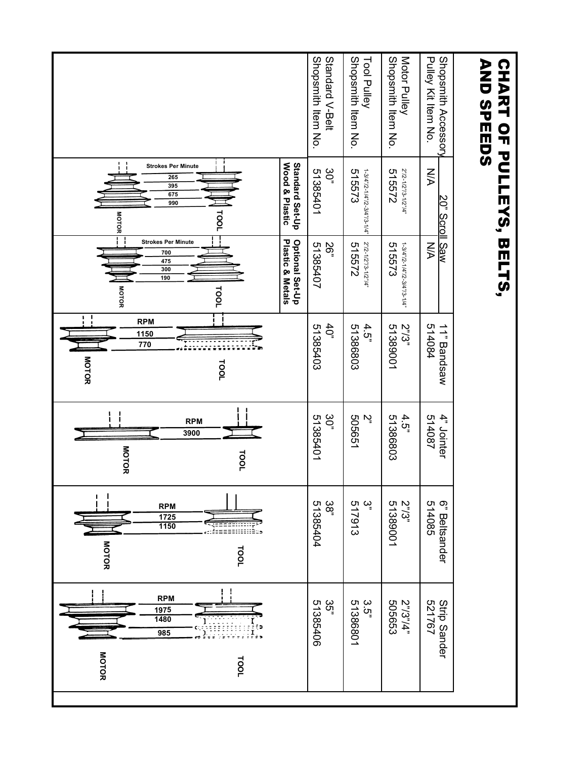# CHART OF PULLEYS, BELTS, AND SPEEDS

| | 20" Scroll Saw | | 11" Bandsaw | 4" Jointer | 6" Beltsander | Strip Sander |
|---|---|---|---|---|---|---|
| Shopsmith Accessory Pulley Kit Item No. | N/A | N/A | 514084 | 514087 | 514085 | 521767 |
| Motor Pulley Shopsmith Item No. | 2"/2-1/2"/3-1/2"/4" 515572 | 1-3/4"/2-1/4"/2-3/4"/3-1/4" 515573 | 2"/3" 51389001 | 4.5" 51386803 | 2"/3" 51389001 | 2"/3"/4" 505653 |
| Tool Pulley Shopsmith Item No. | 1-3/4"/2-1/4"/2-3/4"/3-1/4" 515573 | 2"/2-1/2"/3-1/2"/4" 515572 | 4.5" 51386803 | 2" 505651 | 3" 517913 | 3.5" 51386801 |
| Standard V-Belt Shopsmith Item No. | 30" 51385401 | 26" 51385407 | 40" 51385403 | 30" 51385401 | 38" 51385404 | 35" 51385406 |
| | Standard Set-Up Wood & Plastic | Optional Set-Up Plastic & Metals | | | | |

Strokes Per Minute: 265, 395, 675, 990 — MOTOR / TOOL

Strokes Per Minute: 700, 475, 300, 190 — MOTOR / TOOL

RPM: 1150, 770 — MOTOR / TOOL

RPM: 3900 — MOTOR / TOOL

RPM: 1725, 1150 — MOTOR / TOOL

RPM: 1975, 1480, 985 — MOTOR / TOOL